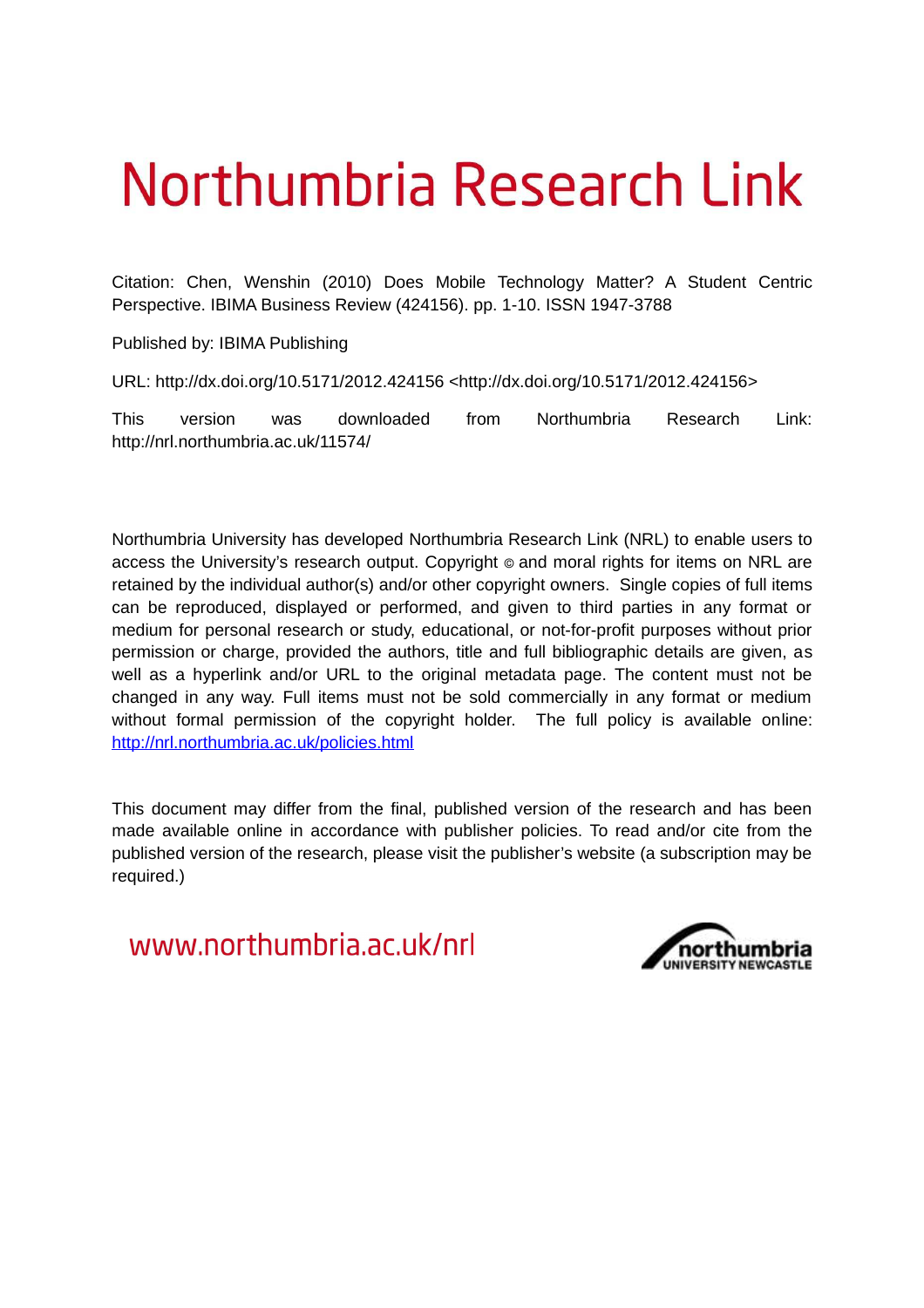# Northumbria Research Link

Citation: Chen, Wenshin (2010) Does Mobile Technology Matter? A Student Centric Perspective. IBIMA Business Review (424156). pp. 1-10. ISSN 1947-3788

Published by: IBIMA Publishing

URL: http://dx.doi.org/10.5171/2012.424156 <http://dx.doi.org/10.5171/2012.424156>

This version was downloaded from Northumbria Research Link: http://nrl.northumbria.ac.uk/11574/

Northumbria University has developed Northumbria Research Link (NRL) to enable users to access the University's research output. Copyright © and moral rights for items on NRL are retained by the individual author(s) and/or other copyright owners. Single copies of full items can be reproduced, displayed or performed, and given to third parties in any format or medium for personal research or study, educational, or not-for-profit purposes without prior permission or charge, provided the authors, title and full bibliographic details are given, as well as a hyperlink and/or URL to the original metadata page. The content must not be changed in any way. Full items must not be sold commercially in any format or medium without formal permission of the copyright holder. The full policy is available online: http://nrl.northumbria.ac.uk/policies.html

This document may differ from the final, published version of the research and has been made available online in accordance with publisher policies. To read and/or cite from the published version of the research, please visit the publisher's website (a subscription may be required.)

www.northumbria.ac.uk/nrl

northumbria UNIVERSITY NEWCASTLE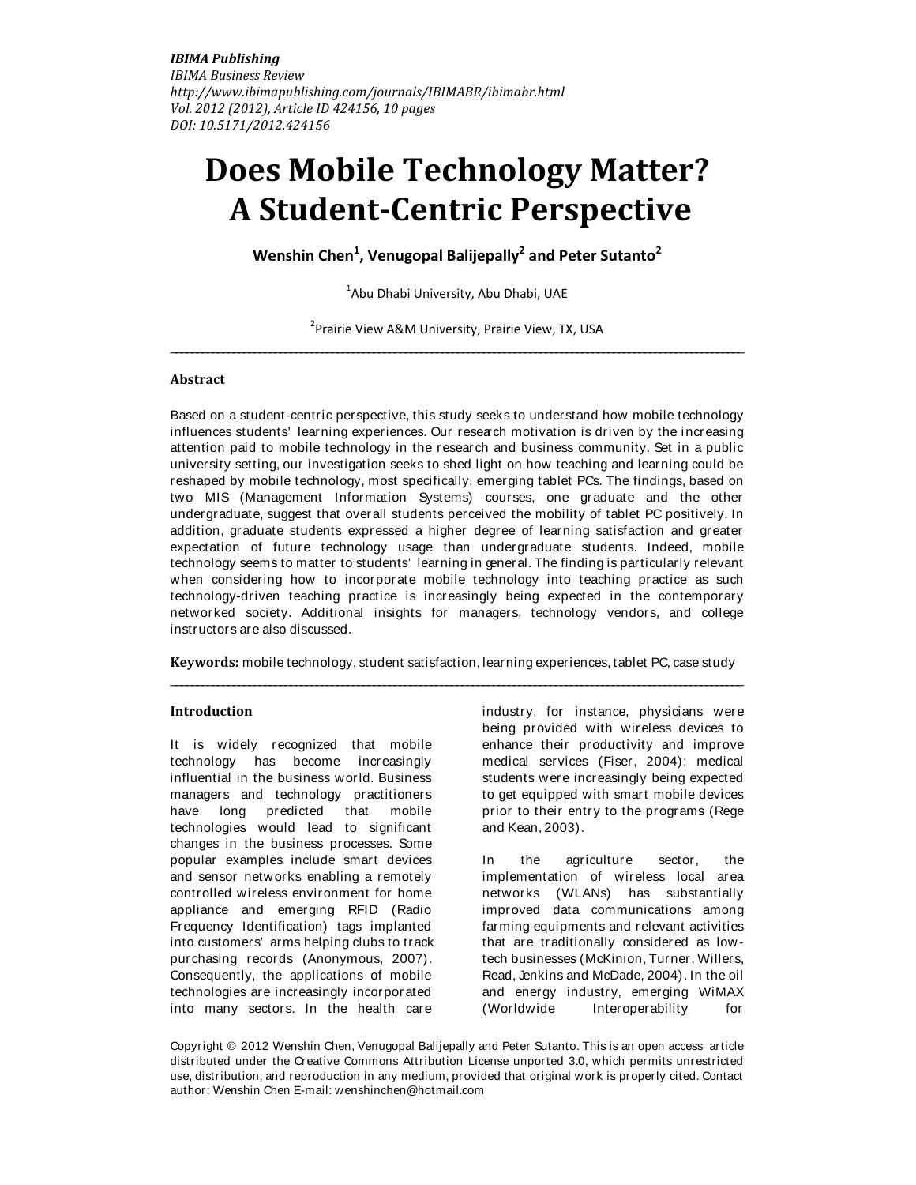*IBIMA Publishing*
*IBIMA Business Review*
*http://www.ibimapublishing.com/journals/IBIMABR/ibimabr.html*
*Vol. 2012 (2012), Article ID 424156, 10 pages*
*DOI: 10.5171/2012.424156*

# Does Mobile Technology Matter? A Student-Centric Perspective

**Wenshin Chen[1], Venugopal Balijepally[2] and Peter Sutanto[2]**

[1]Abu Dhabi University, Abu Dhabi, UAE

[2]Prairie View A&M University, Prairie View, TX, USA

---

### Abstract

Based on a student-centric perspective, this study seeks to understand how mobile technology influences students' learning experiences. Our research motivation is driven by the increasing attention paid to mobile technology in the research and business community. Set in a public university setting, our investigation seeks to shed light on how teaching and learning could be reshaped by mobile technology, most specifically, emerging tablet PCs. The findings, based on two MIS (Management Information Systems) courses, one graduate and the other undergraduate, suggest that overall students perceived the mobility of tablet PC positively. In addition, graduate students expressed a higher degree of learning satisfaction and greater expectation of future technology usage than undergraduate students. Indeed, mobile technology seems to matter to students' learning in general. The finding is particularly relevant when considering how to incorporate mobile technology into teaching practice as such technology-driven teaching practice is increasingly being expected in the contemporary networked society. Additional insights for managers, technology vendors, and college instructors are also discussed.

**Keywords:** mobile technology, student satisfaction, learning experiences, tablet PC, case study

---

### Introduction

It is widely recognized that mobile technology has become increasingly influential in the business world. Business managers and technology practitioners have long predicted that mobile technologies would lead to significant changes in the business processes. Some popular examples include smart devices and sensor networks enabling a remotely controlled wireless environment for home appliance and emerging RFID (Radio Frequency Identification) tags implanted into customers' arms helping clubs to track purchasing records (Anonymous, 2007). Consequently, the applications of mobile technologies are increasingly incorporated into many sectors. In the health care industry, for instance, physicians were being provided with wireless devices to enhance their productivity and improve medical services (Fiser, 2004); medical students were increasingly being expected to get equipped with smart mobile devices prior to their entry to the programs (Rege and Kean, 2003).

In the agriculture sector, the implementation of wireless local area networks (WLANs) has substantially improved data communications among farming equipments and relevant activities that are traditionally considered as low-tech businesses (McKinion, Turner, Willers, Read, Jenkins and McDade, 2004). In the oil and energy industry, emerging WiMAX (Worldwide Interoperability for

Copyright © 2012 Wenshin Chen, Venugopal Balijepally and Peter Sutanto. This is an open access article distributed under the Creative Commons Attribution License unported 3.0, which permits unrestricted use, distribution, and reproduction in any medium, provided that original work is properly cited. Contact author: Wenshin Chen E-mail: wenshinchen@hotmail.com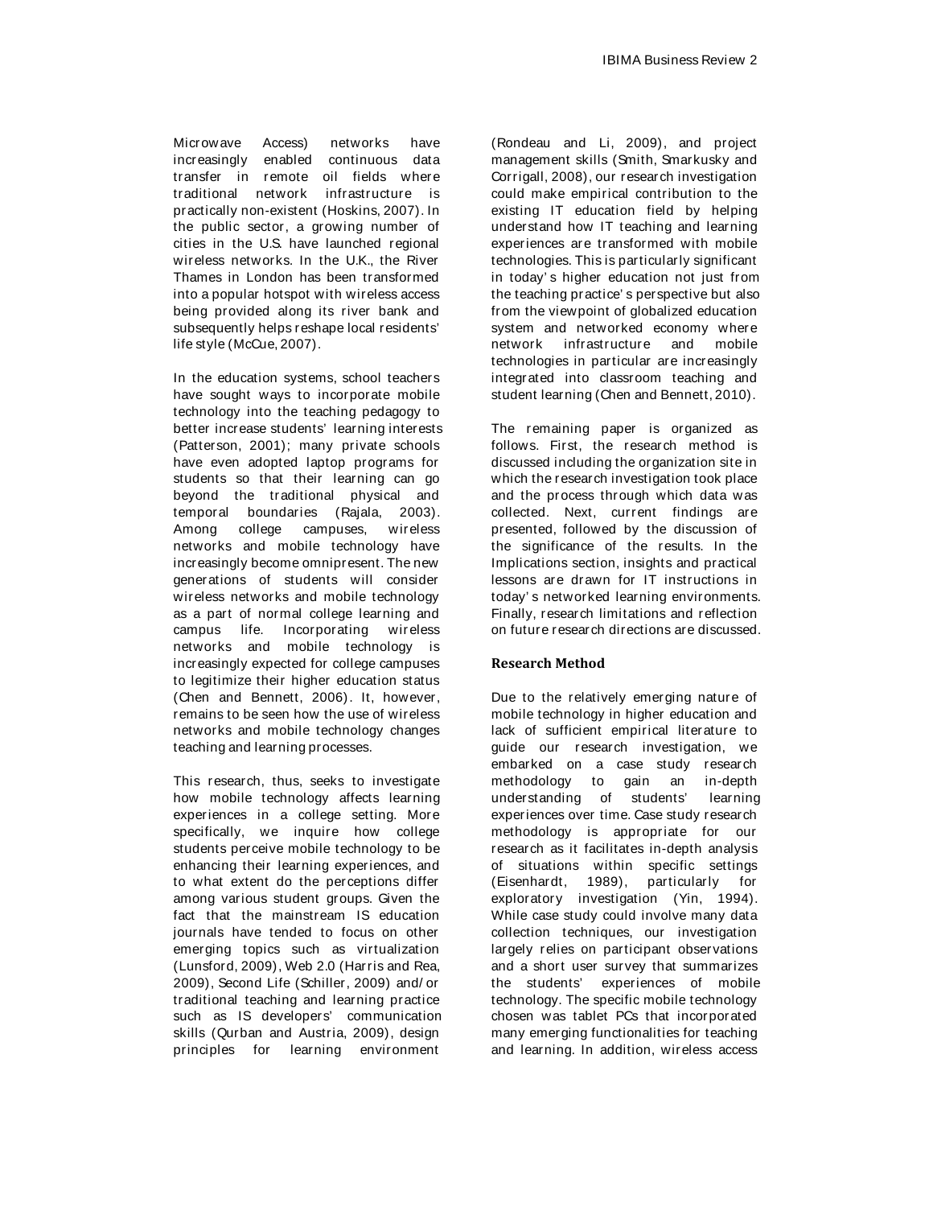Microwave Access) networks have increasingly enabled continuous data transfer in remote oil fields where traditional network infrastructure is practically non-existent (Hoskins, 2007). In the public sector, a growing number of cities in the U.S. have launched regional wireless networks. In the U.K., the River Thames in London has been transformed into a popular hotspot with wireless access being provided along its river bank and subsequently helps reshape local residents' life style (McCue, 2007).

In the education systems, school teachers have sought ways to incorporate mobile technology into the teaching pedagogy to better increase students' learning interests (Patterson, 2001); many private schools have even adopted laptop programs for students so that their learning can go beyond the traditional physical and temporal boundaries (Rajala, 2003). Among college campuses, wireless networks and mobile technology have increasingly become omnipresent. The new generations of students will consider wireless networks and mobile technology as a part of normal college learning and campus life. Incorporating wireless networks and mobile technology is increasingly expected for college campuses to legitimize their higher education status (Chen and Bennett, 2006). It, however, remains to be seen how the use of wireless networks and mobile technology changes teaching and learning processes.

This research, thus, seeks to investigate how mobile technology affects learning experiences in a college setting. More specifically, we inquire how college students perceive mobile technology to be enhancing their learning experiences, and to what extent do the perceptions differ among various student groups. Given the fact that the mainstream IS education journals have tended to focus on other emerging topics such as virtualization (Lunsford, 2009), Web 2.0 (Harris and Rea, 2009), Second Life (Schiller, 2009) and/or traditional teaching and learning practice such as IS developers' communication skills (Qurban and Austria, 2009), design principles for learning environment (Rondeau and Li, 2009), and project management skills (Smith, Smarkusky and Corrigall, 2008), our research investigation could make empirical contribution to the existing IT education field by helping understand how IT teaching and learning experiences are transformed with mobile technologies. This is particularly significant in today's higher education not just from the teaching practice's perspective but also from the viewpoint of globalized education system and networked economy where network infrastructure and mobile technologies in particular are increasingly integrated into classroom teaching and student learning (Chen and Bennett, 2010).

The remaining paper is organized as follows. First, the research method is discussed including the organization site in which the research investigation took place and the process through which data was collected. Next, current findings are presented, followed by the discussion of the significance of the results. In the Implications section, insights and practical lessons are drawn for IT instructions in today's networked learning environments. Finally, research limitations and reflection on future research directions are discussed.

## Research Method

Due to the relatively emerging nature of mobile technology in higher education and lack of sufficient empirical literature to guide our research investigation, we embarked on a case study research methodology to gain an in-depth understanding of students' learning experiences over time. Case study research methodology is appropriate for our research as it facilitates in-depth analysis of situations within specific settings (Eisenhardt, 1989), particularly for exploratory investigation (Yin, 1994). While case study could involve many data collection techniques, our investigation largely relies on participant observations and a short user survey that summarizes the students' experiences of mobile technology. The specific mobile technology chosen was tablet PCs that incorporated many emerging functionalities for teaching and learning. In addition, wireless access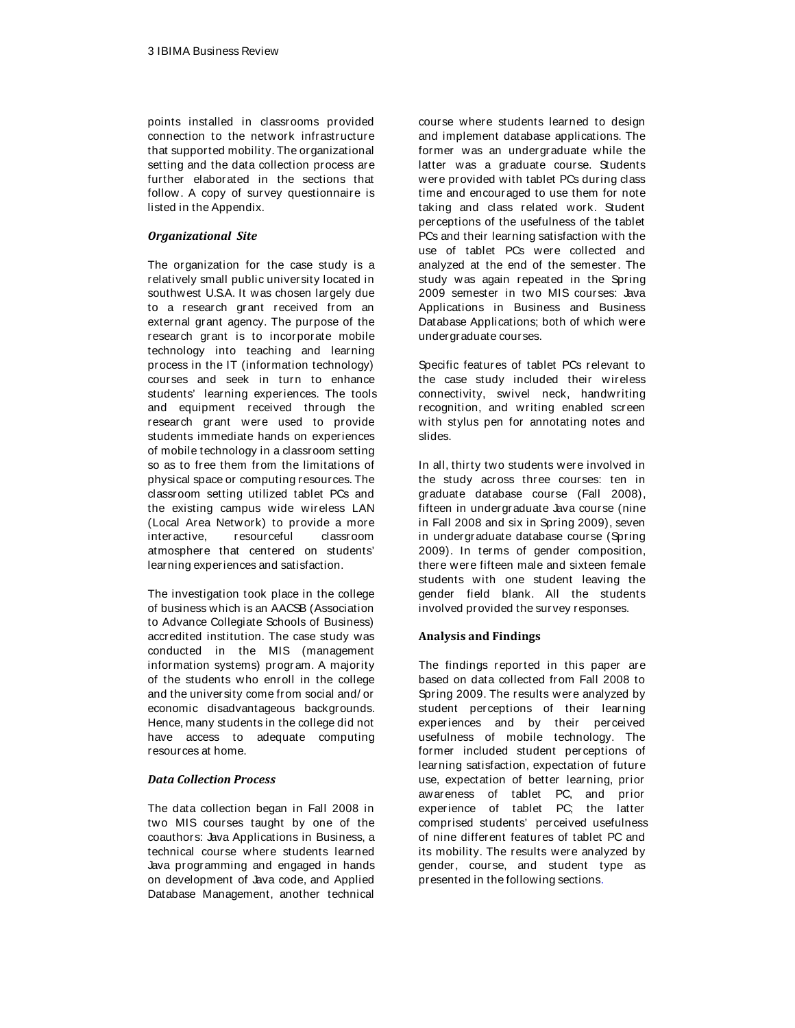points installed in classrooms provided connection to the network infrastructure that supported mobility. The organizational setting and the data collection process are further elaborated in the sections that follow. A copy of survey questionnaire is listed in the Appendix.

### *Organizational Site*

The organization for the case study is a relatively small public university located in southwest U.S.A. It was chosen largely due to a research grant received from an external grant agency. The purpose of the research grant is to incorporate mobile technology into teaching and learning process in the IT (information technology) courses and seek in turn to enhance students' learning experiences. The tools and equipment received through the research grant were used to provide students immediate hands on experiences of mobile technology in a classroom setting so as to free them from the limitations of physical space or computing resources. The classroom setting utilized tablet PCs and the existing campus wide wireless LAN (Local Area Network) to provide a more interactive, resourceful classroom atmosphere that centered on students' learning experiences and satisfaction.

The investigation took place in the college of business which is an AACSB (Association to Advance Collegiate Schools of Business) accredited institution. The case study was conducted in the MIS (management information systems) program. A majority of the students who enroll in the college and the university come from social and/or economic disadvantageous backgrounds. Hence, many students in the college did not have access to adequate computing resources at home.

### *Data Collection Process*

The data collection began in Fall 2008 in two MIS courses taught by one of the coauthors: Java Applications in Business, a technical course where students learned Java programming and engaged in hands on development of Java code, and Applied Database Management, another technical course where students learned to design and implement database applications. The former was an undergraduate while the latter was a graduate course. Students were provided with tablet PCs during class time and encouraged to use them for note taking and class related work. Student perceptions of the usefulness of the tablet PCs and their learning satisfaction with the use of tablet PCs were collected and analyzed at the end of the semester. The study was again repeated in the Spring 2009 semester in two MIS courses: Java Applications in Business and Business Database Applications; both of which were undergraduate courses.

Specific features of tablet PCs relevant to the case study included their wireless connectivity, swivel neck, handwriting recognition, and writing enabled screen with stylus pen for annotating notes and slides.

In all, thirty two students were involved in the study across three courses: ten in graduate database course (Fall 2008), fifteen in undergraduate Java course (nine in Fall 2008 and six in Spring 2009), seven in undergraduate database course (Spring 2009). In terms of gender composition, there were fifteen male and sixteen female students with one student leaving the gender field blank. All the students involved provided the survey responses.

## **Analysis and Findings**

The findings reported in this paper are based on data collected from Fall 2008 to Spring 2009. The results were analyzed by student perceptions of their learning experiences and by their perceived usefulness of mobile technology. The former included student perceptions of learning satisfaction, expectation of future use, expectation of better learning, prior awareness of tablet PC, and prior experience of tablet PC; the latter comprised students' perceived usefulness of nine different features of tablet PC and its mobility. The results were analyzed by gender, course, and student type as presented in the following sections.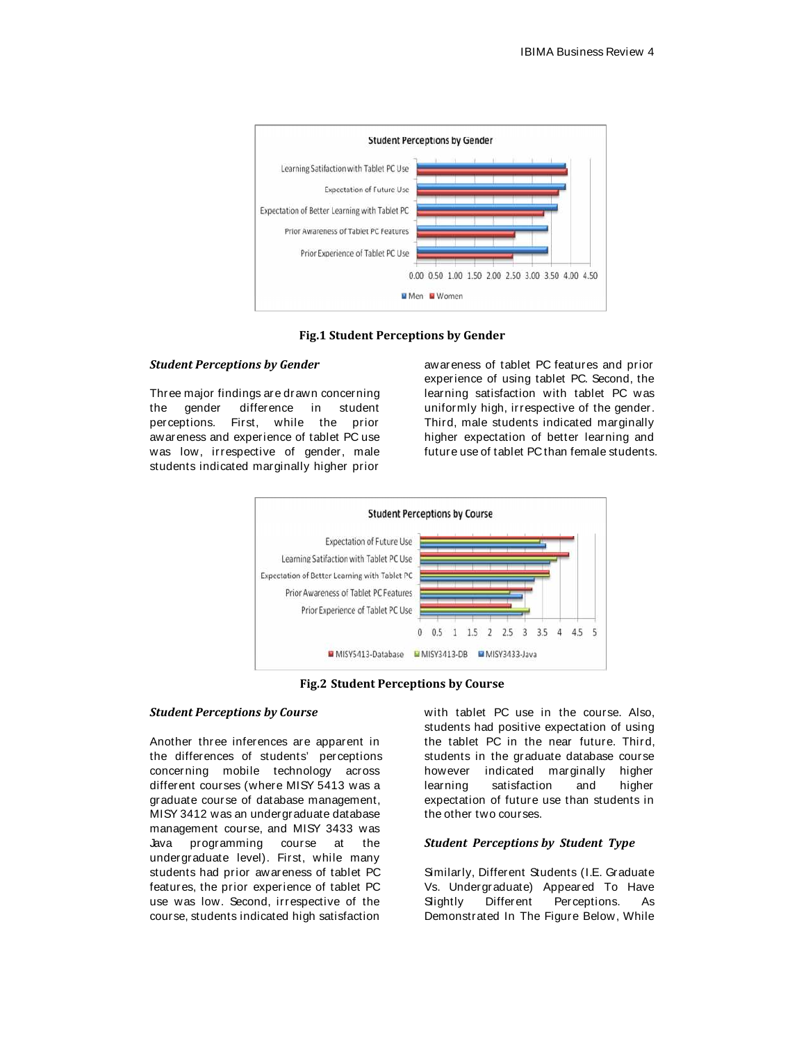**Fig.1 Student Perceptions by Gender**

### *Student Perceptions by Gender*

Three major findings are drawn concerning the gender difference in student perceptions. First, while the prior awareness and experience of tablet PC use was low, irrespective of gender, male students indicated marginally higher prior awareness of tablet PC features and prior experience of using tablet PC. Second, the learning satisfaction with tablet PC was uniformly high, irrespective of the gender. Third, male students indicated marginally higher expectation of better learning and future use of tablet PC than female students.

**Fig.2 Student Perceptions by Course**

### *Student Perceptions by Course*

Another three inferences are apparent in the differences of students' perceptions concerning mobile technology across different courses (where MISY 5413 was a graduate course of database management, MISY 3412 was an undergraduate database management course, and MISY 3433 was Java programming course at the undergraduate level). First, while many students had prior awareness of tablet PC features, the prior experience of tablet PC use was low. Second, irrespective of the course, students indicated high satisfaction with tablet PC use in the course. Also, students had positive expectation of using the tablet PC in the near future. Third, students in the graduate database course however indicated marginally higher learning satisfaction and higher expectation of future use than students in the other two courses.

### *Student Perceptions by Student Type*

Similarly, Different Students (I.E. Graduate Vs. Undergraduate) Appeared To Have Slightly Different Perceptions. As Demonstrated In The Figure Below, While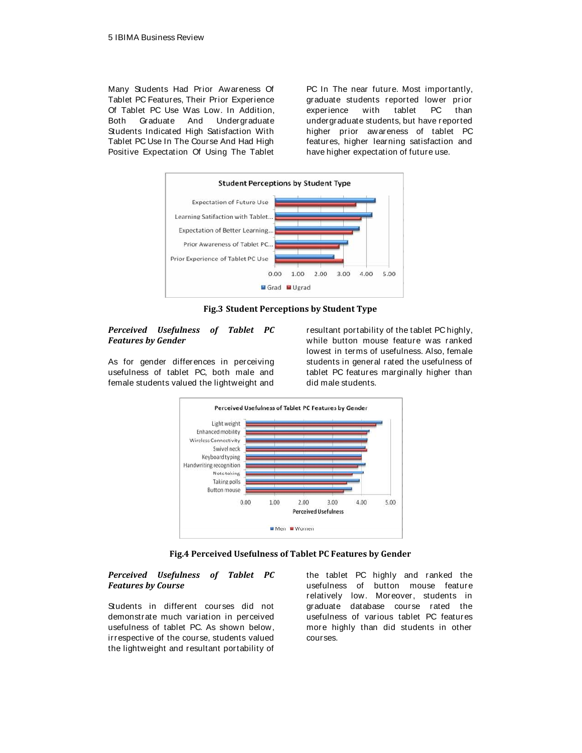Many Students Had Prior Awareness Of Tablet PC Features, Their Prior Experience Of Tablet PC Use Was Low. In Addition, Both Graduate And Undergraduate Students Indicated High Satisfaction With Tablet PC Use In The Course And Had High Positive Expectation Of Using The Tablet PC In The near future. Most importantly, graduate students reported lower prior experience with tablet PC than undergraduate students, but have reported higher prior awareness of tablet PC features, higher learning satisfaction and have higher expectation of future use.

**Fig.3 Student Perceptions by Student Type**

### *Perceived Usefulness of Tablet PC Features by Gender*

As for gender differences in perceiving usefulness of tablet PC, both male and female students valued the lightweight and resultant portability of the tablet PC highly, while button mouse feature was ranked lowest in terms of usefulness. Also, female students in general rated the usefulness of tablet PC features marginally higher than did male students.

**Fig.4 Perceived Usefulness of Tablet PC Features by Gender**

### *Perceived Usefulness of Tablet PC Features by Course*

Students in different courses did not demonstrate much variation in perceived usefulness of tablet PC. As shown below, irrespective of the course, students valued the lightweight and resultant portability of the tablet PC highly and ranked the usefulness of button mouse feature relatively low. Moreover, students in graduate database course rated the usefulness of various tablet PC features more highly than did students in other courses.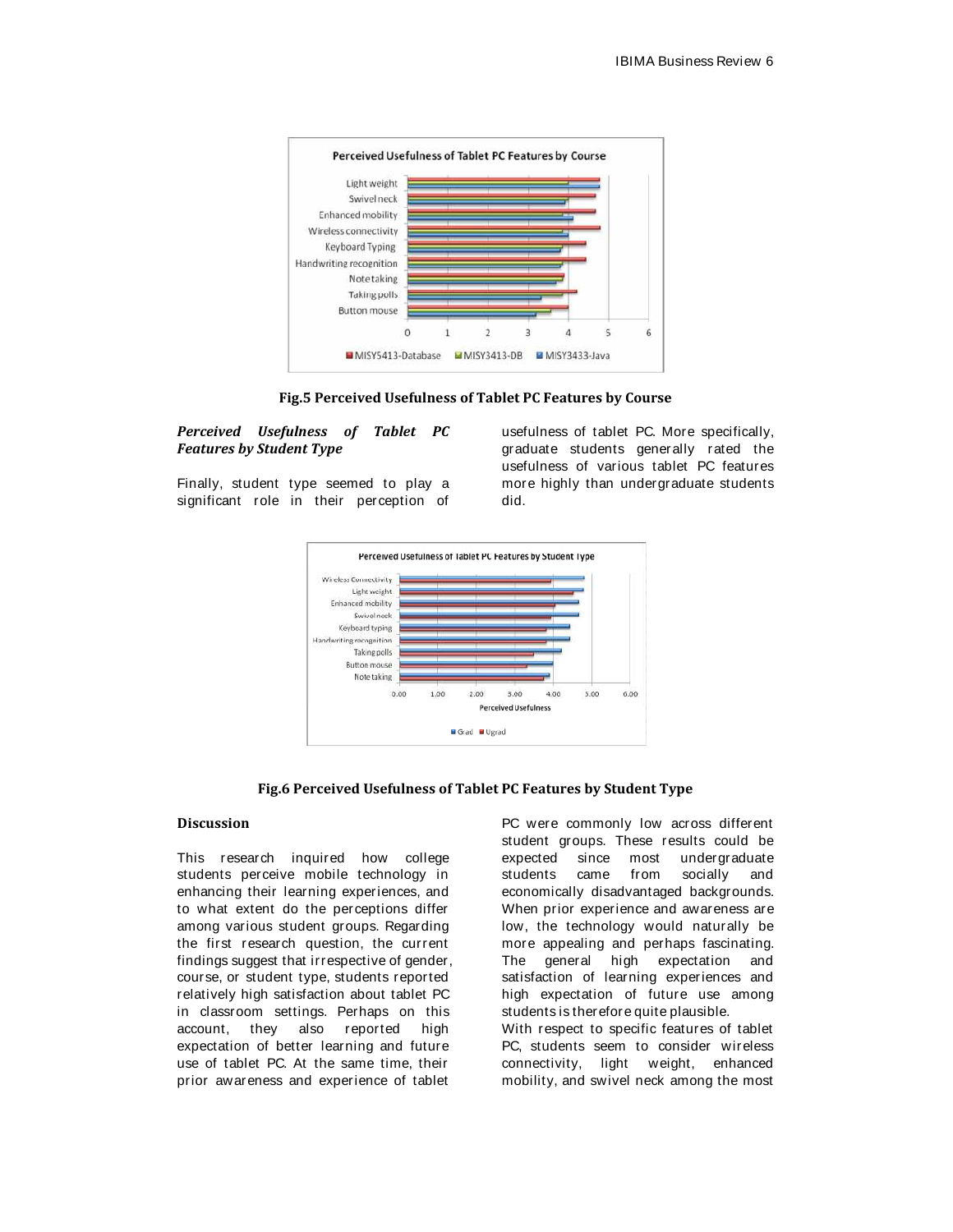Fig.5 Perceived Usefulness of Tablet PC Features by Course

### *Perceived Usefulness of Tablet PC Features by Student Type*

Finally, student type seemed to play a significant role in their perception of usefulness of tablet PC. More specifically, graduate students generally rated the usefulness of various tablet PC features more highly than undergraduate students did.

Fig.6 Perceived Usefulness of Tablet PC Features by Student Type

## Discussion

This research inquired how college students perceive mobile technology in enhancing their learning experiences, and to what extent do the perceptions differ among various student groups. Regarding the first research question, the current findings suggest that irrespective of gender, course, or student type, students reported relatively high satisfaction about tablet PC in classroom settings. Perhaps on this account, they also reported high expectation of better learning and future use of tablet PC. At the same time, their prior awareness and experience of tablet PC were commonly low across different student groups. These results could be expected since most undergraduate students came from socially and economically disadvantaged backgrounds. When prior experience and awareness are low, the technology would naturally be more appealing and perhaps fascinating. The general high expectation and satisfaction of learning experiences and high expectation of future use among students is therefore quite plausible.

With respect to specific features of tablet PC, students seem to consider wireless connectivity, light weight, enhanced mobility, and swivel neck among the most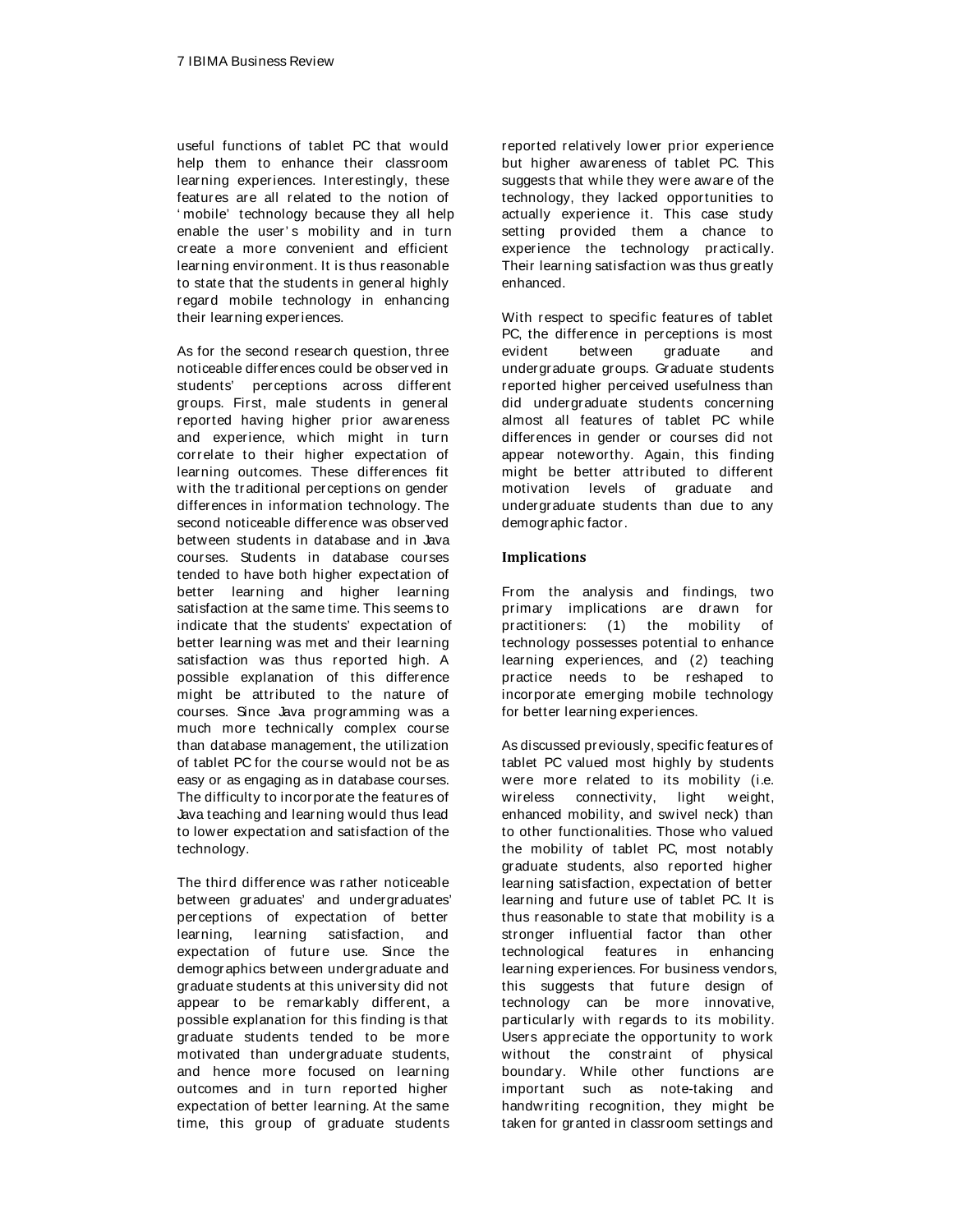useful functions of tablet PC that would help them to enhance their classroom learning experiences. Interestingly, these features are all related to the notion of 'mobile' technology because they all help enable the user's mobility and in turn create a more convenient and efficient learning environment. It is thus reasonable to state that the students in general highly regard mobile technology in enhancing their learning experiences.

As for the second research question, three noticeable differences could be observed in students' perceptions across different groups. First, male students in general reported having higher prior awareness and experience, which might in turn correlate to their higher expectation of learning outcomes. These differences fit with the traditional perceptions on gender differences in information technology. The second noticeable difference was observed between students in database and in Java courses. Students in database courses tended to have both higher expectation of better learning and higher learning satisfaction at the same time. This seems to indicate that the students' expectation of better learning was met and their learning satisfaction was thus reported high. A possible explanation of this difference might be attributed to the nature of courses. Since Java programming was a much more technically complex course than database management, the utilization of tablet PC for the course would not be as easy or as engaging as in database courses. The difficulty to incorporate the features of Java teaching and learning would thus lead to lower expectation and satisfaction of the technology.

The third difference was rather noticeable between graduates' and undergraduates' perceptions of expectation of better learning, learning satisfaction, and expectation of future use. Since the demographics between undergraduate and graduate students at this university did not appear to be remarkably different, a possible explanation for this finding is that graduate students tended to be more motivated than undergraduate students, and hence more focused on learning outcomes and in turn reported higher expectation of better learning. At the same time, this group of graduate students reported relatively lower prior experience but higher awareness of tablet PC. This suggests that while they were aware of the technology, they lacked opportunities to actually experience it. This case study setting provided them a chance to experience the technology practically. Their learning satisfaction was thus greatly enhanced.

With respect to specific features of tablet PC, the difference in perceptions is most evident between graduate and undergraduate groups. Graduate students reported higher perceived usefulness than did undergraduate students concerning almost all features of tablet PC while differences in gender or courses did not appear noteworthy. Again, this finding might be better attributed to different motivation levels of graduate and undergraduate students than due to any demographic factor.

## Implications

From the analysis and findings, two primary implications are drawn for practitioners: (1) the mobility of technology possesses potential to enhance learning experiences, and (2) teaching practice needs to be reshaped to incorporate emerging mobile technology for better learning experiences.

As discussed previously, specific features of tablet PC valued most highly by students were more related to its mobility (i.e. wireless connectivity, light weight, enhanced mobility, and swivel neck) than to other functionalities. Those who valued the mobility of tablet PC, most notably graduate students, also reported higher learning satisfaction, expectation of better learning and future use of tablet PC. It is thus reasonable to state that mobility is a stronger influential factor than other technological features in enhancing learning experiences. For business vendors, this suggests that future design of technology can be more innovative, particularly with regards to its mobility. Users appreciate the opportunity to work without the constraint of physical boundary. While other functions are important such as note-taking and handwriting recognition, they might be taken for granted in classroom settings and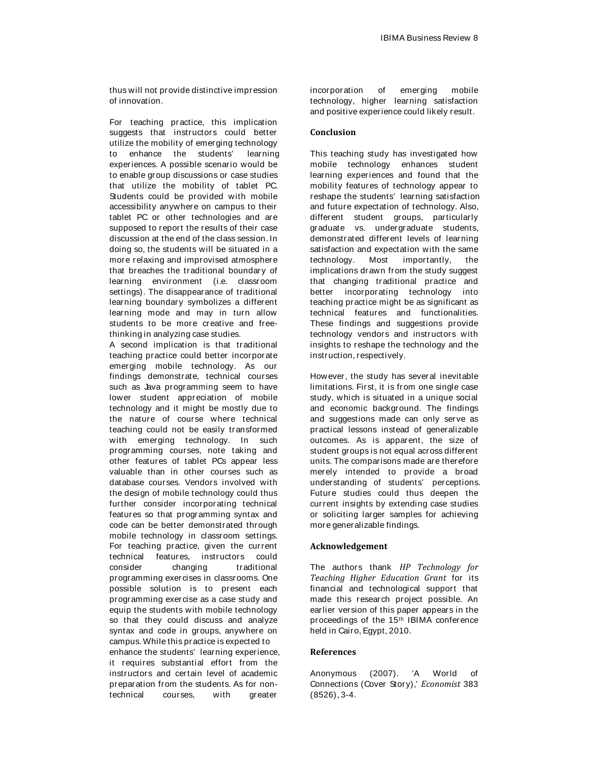thus will not provide distinctive impression of innovation.

For teaching practice, this implication suggests that instructors could better utilize the mobility of emerging technology to enhance the students' learning experiences. A possible scenario would be to enable group discussions or case studies that utilize the mobility of tablet PC. Students could be provided with mobile accessibility anywhere on campus to their tablet PC or other technologies and are supposed to report the results of their case discussion at the end of the class session. In doing so, the students will be situated in a more relaxing and improvised atmosphere that breaches the traditional boundary of learning environment (i.e. classroom settings). The disappearance of traditional learning boundary symbolizes a different learning mode and may in turn allow students to be more creative and free-thinking in analyzing case studies.

A second implication is that traditional teaching practice could better incorporate emerging mobile technology. As our findings demonstrate, technical courses such as Java programming seem to have lower student appreciation of mobile technology and it might be mostly due to the nature of course where technical teaching could not be easily transformed with emerging technology. In such programming courses, note taking and other features of tablet PCs appear less valuable than in other courses such as database courses. Vendors involved with the design of mobile technology could thus further consider incorporating technical features so that programming syntax and code can be better demonstrated through mobile technology in classroom settings. For teaching practice, given the current technical features, instructors could consider changing traditional programming exercises in classrooms. One possible solution is to present each programming exercise as a case study and equip the students with mobile technology so that they could discuss and analyze syntax and code in groups, anywhere on campus. While this practice is expected to enhance the students' learning experience, it requires substantial effort from the instructors and certain level of academic preparation from the students. As for non-technical courses, with greater incorporation of emerging mobile technology, higher learning satisfaction and positive experience could likely result.

## Conclusion

This teaching study has investigated how mobile technology enhances student learning experiences and found that the mobility features of technology appear to reshape the students' learning satisfaction and future expectation of technology. Also, different student groups, particularly graduate vs. undergraduate students, demonstrated different levels of learning satisfaction and expectation with the same technology. Most importantly, the implications drawn from the study suggest that changing traditional practice and better incorporating technology into teaching practice might be as significant as technical features and functionalities. These findings and suggestions provide technology vendors and instructors with insights to reshape the technology and the instruction, respectively.

However, the study has several inevitable limitations. First, it is from one single case study, which is situated in a unique social and economic background. The findings and suggestions made can only serve as practical lessons instead of generalizable outcomes. As is apparent, the size of student groups is not equal across different units. The comparisons made are therefore merely intended to provide a broad understanding of students' perceptions. Future studies could thus deepen the current insights by extending case studies or soliciting larger samples for achieving more generalizable findings.

## Acknowledgement

The authors thank *HP Technology for Teaching Higher Education Grant* for its financial and technological support that made this research project possible. An earlier version of this paper appears in the proceedings of the 15th IBIMA conference held in Cairo, Egypt, 2010.

## References

Anonymous (2007). 'A World of Connections (Cover Story),' *Economist* 383 (8526), 3-4.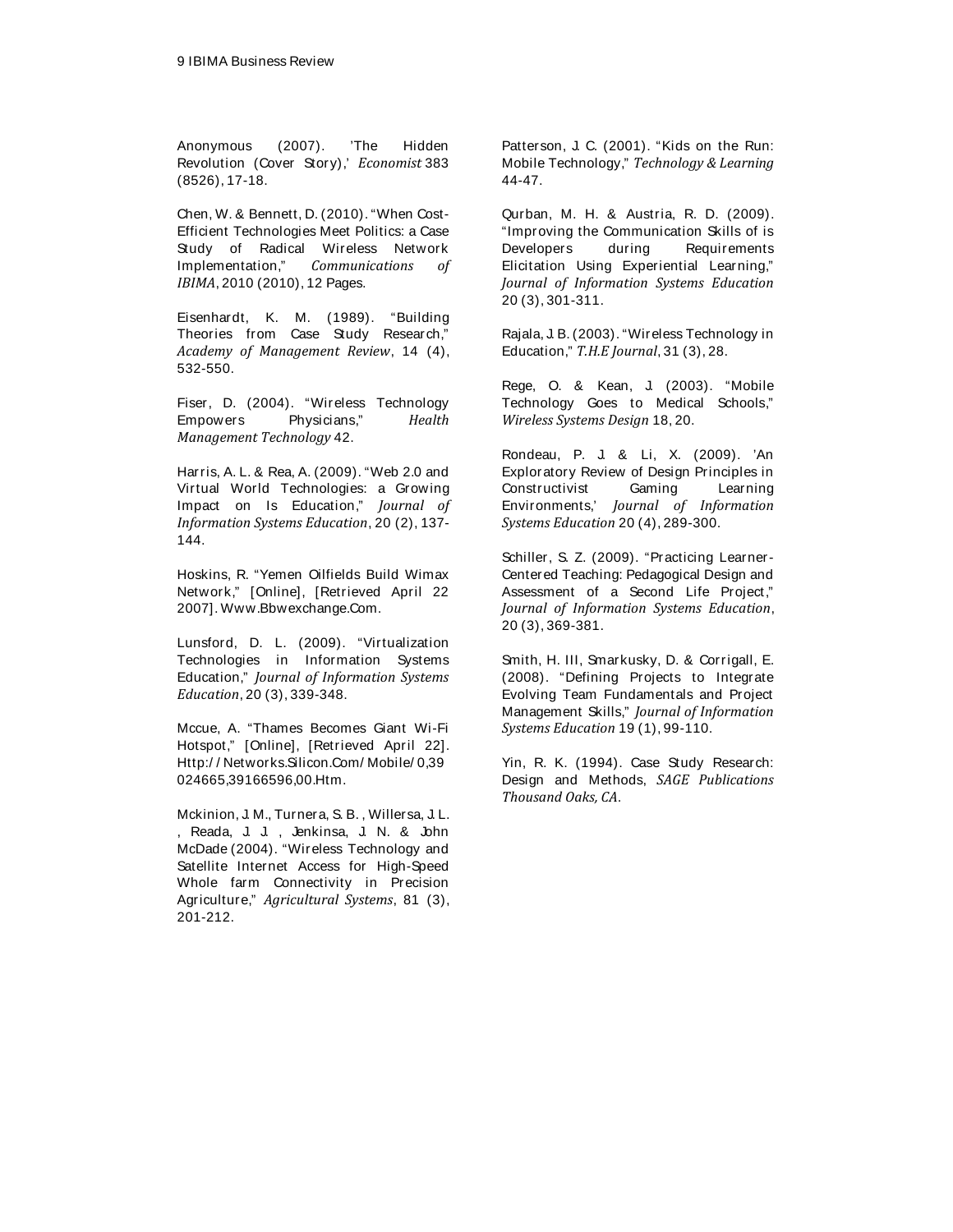Anonymous (2007). 'The Hidden Revolution (Cover Story),' *Economist* 383 (8526), 17-18.

Chen, W. & Bennett, D. (2010). "When Cost-Efficient Technologies Meet Politics: a Case Study of Radical Wireless Network Implementation," *Communications of IBIMA*, 2010 (2010), 12 Pages.

Eisenhardt, K. M. (1989). "Building Theories from Case Study Research," *Academy of Management Review*, 14 (4), 532-550.

Fiser, D. (2004). "Wireless Technology Empowers Physicians," *Health Management Technology* 42.

Harris, A. L. & Rea, A. (2009). "Web 2.0 and Virtual World Technologies: a Growing Impact on Is Education," *Journal of Information Systems Education*, 20 (2), 137-144.

Hoskins, R. "Yemen Oilfields Build Wimax Network," [Online], [Retrieved April 22 2007]. Www.Bbwexchange.Com.

Lunsford, D. L. (2009). "Virtualization Technologies in Information Systems Education," *Journal of Information Systems Education*, 20 (3), 339-348.

Mccue, A. "Thames Becomes Giant Wi-Fi Hotspot," [Online], [Retrieved April 22]. Http://Networks.Silicon.Com/Mobile/0,39 024665,39166596,00.Htm.

Mckinion, J. M., Turnera, S. B., Willersa, J. L., Reada, J. J., Jenkinsa, J. N. & John McDade (2004). "Wireless Technology and Satellite Internet Access for High-Speed Whole farm Connectivity in Precision Agriculture," *Agricultural Systems*, 81 (3), 201-212.

Patterson, J. C. (2001). "Kids on the Run: Mobile Technology," *Technology & Learning* 44-47.

Qurban, M. H. & Austria, R. D. (2009). "Improving the Communication Skills of is Developers during Requirements Elicitation Using Experiential Learning," *Journal of Information Systems Education* 20 (3), 301-311.

Rajala, J. B. (2003). "Wireless Technology in Education," *T.H.E Journal*, 31 (3), 28.

Rege, O. & Kean, J. (2003). "Mobile Technology Goes to Medical Schools," *Wireless Systems Design* 18, 20.

Rondeau, P. J. & Li, X. (2009). 'An Exploratory Review of Design Principles in Constructivist Gaming Learning Environments,' *Journal of Information Systems Education* 20 (4), 289-300.

Schiller, S. Z. (2009). "Practicing Learner-Centered Teaching: Pedagogical Design and Assessment of a Second Life Project," *Journal of Information Systems Education*, 20 (3), 369-381.

Smith, H. III, Smarkusky, D. & Corrigall, E. (2008). "Defining Projects to Integrate Evolving Team Fundamentals and Project Management Skills," *Journal of Information Systems Education* 19 (1), 99-110.

Yin, R. K. (1994). Case Study Research: Design and Methods, *SAGE Publications Thousand Oaks, CA.*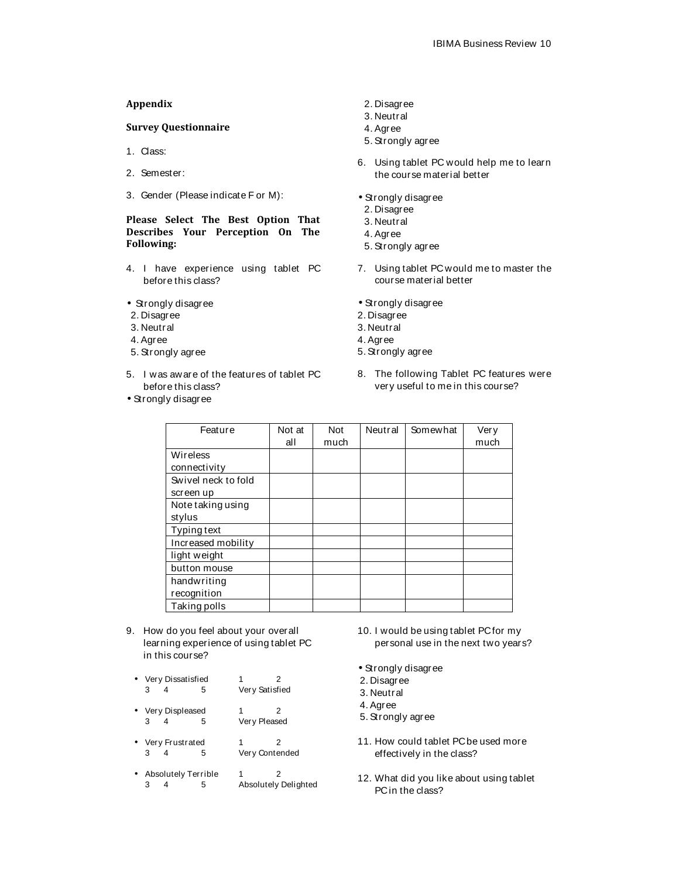**Appendix**

**Survey Questionnaire**

1. Class:

2. Semester:

3. Gender (Please indicate F or M):

**Please Select The Best Option That Describes Your Perception On The Following:**

4. I have experience using tablet PC before this class?

- Strongly disagree
2. Disagree
3. Neutral
4. Agree
5. Strongly agree

5. I was aware of the features of tablet PC before this class?

- Strongly disagree
2. Disagree
3. Neutral
4. Agree
5. Strongly agree

6. Using tablet PC would help me to learn the course material better

- Strongly disagree
2. Disagree
3. Neutral
4. Agree
5. Strongly agree

7. Using tablet PC would me to master the course material better

- Strongly disagree
2. Disagree
3. Neutral
4. Agree
5. Strongly agree

8. The following Tablet PC features were very useful to me in this course?

| Feature | Not at all | Not much | Neutral | Somewhat | Very much |
|---|---|---|---|---|---|
| Wireless connectivity | | | | | |
| Swivel neck to fold screen up | | | | | |
| Note taking using stylus | | | | | |
| Typing text | | | | | |
| Increased mobility | | | | | |
| light weight | | | | | |
| button mouse | | | | | |
| handwriting recognition | | | | | |
| Taking polls | | | | | |

9. How do you feel about your overall learning experience of using tablet PC in this course?

- Very Dissatisfied 1 2 3 4 5 Very Satisfied
- Very Displeased 1 2 3 4 5 Very Pleased
- Very Frustrated 1 2 3 4 5 Very Contended
- Absolutely Terrible 1 2 3 4 5 Absolutely Delighted

10. I would be using tablet PC for my personal use in the next two years?

- Strongly disagree
2. Disagree
3. Neutral
4. Agree
5. Strongly agree

11. How could tablet PC be used more effectively in the class?

12. What did you like about using tablet PC in the class?